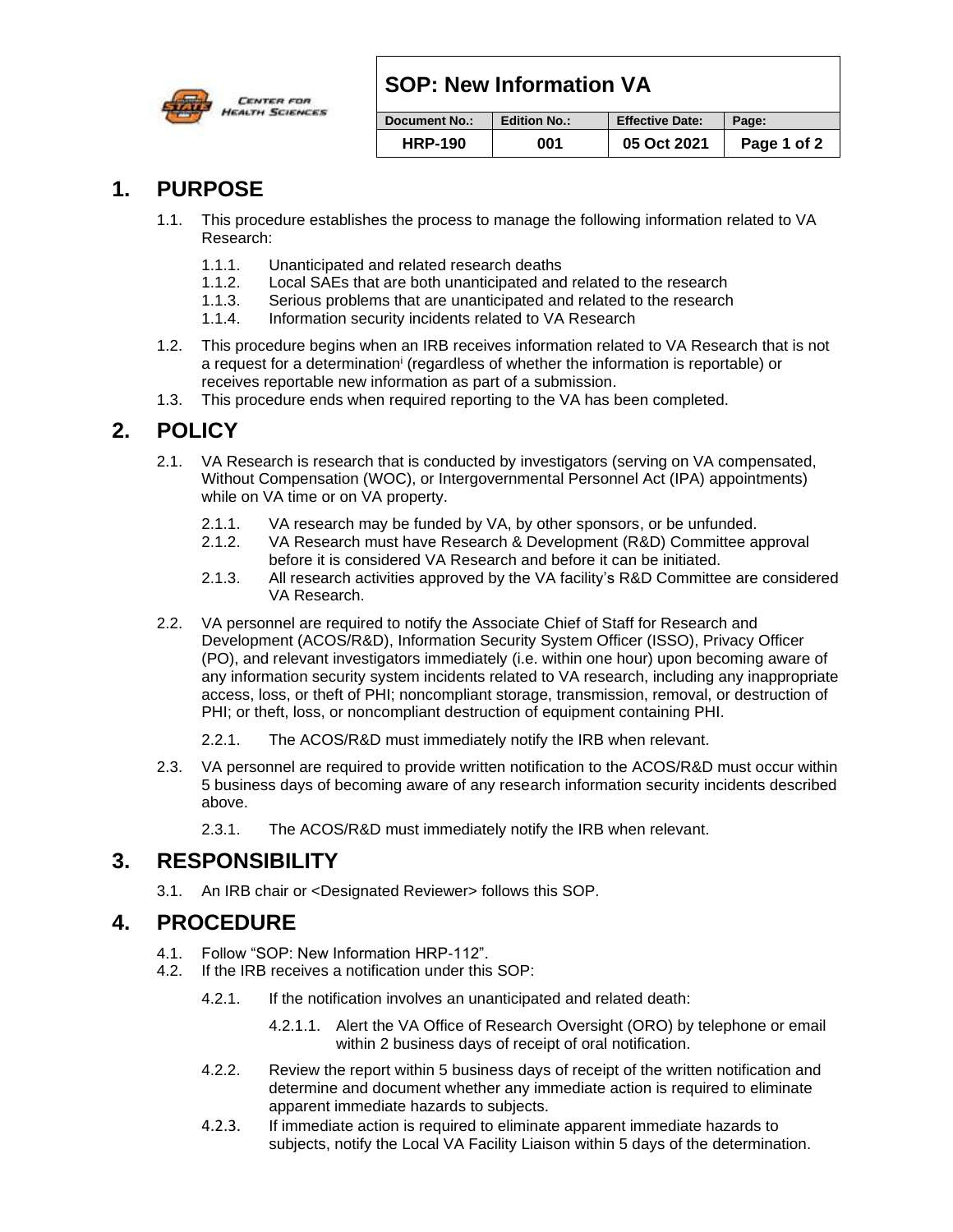# SOP: New Information VA

| Document No.: | Edition No.: | Effective Date: | Page: |
|---|---|---|---|
| HRP-190 | 001 | 05 Oct 2021 | Page 1 of 2 |

## 1. PURPOSE

1.1. This procedure establishes the process to manage the following information related to VA Research:

1.1.1. Unanticipated and related research deaths
1.1.2. Local SAEs that are both unanticipated and related to the research
1.1.3. Serious problems that are unanticipated and related to the research
1.1.4. Information security incidents related to VA Research

1.2. This procedure begins when an IRB receives information related to VA Research that is not a request for a determination[i] (regardless of whether the information is reportable) or receives reportable new information as part of a submission.

1.3. This procedure ends when required reporting to the VA has been completed.

## 2. POLICY

2.1. VA Research is research that is conducted by investigators (serving on VA compensated, Without Compensation (WOC), or Intergovernmental Personnel Act (IPA) appointments) while on VA time or on VA property.

2.1.1. VA research may be funded by VA, by other sponsors, or be unfunded.
2.1.2. VA Research must have Research & Development (R&D) Committee approval before it is considered VA Research and before it can be initiated.
2.1.3. All research activities approved by the VA facility's R&D Committee are considered VA Research.

2.2. VA personnel are required to notify the Associate Chief of Staff for Research and Development (ACOS/R&D), Information Security System Officer (ISSO), Privacy Officer (PO), and relevant investigators immediately (i.e. within one hour) upon becoming aware of any information security system incidents related to VA research, including any inappropriate access, loss, or theft of PHI; noncompliant storage, transmission, removal, or destruction of PHI; or theft, loss, or noncompliant destruction of equipment containing PHI.

2.2.1. The ACOS/R&D must immediately notify the IRB when relevant.

2.3. VA personnel are required to provide written notification to the ACOS/R&D must occur within 5 business days of becoming aware of any research information security incidents described above.

2.3.1. The ACOS/R&D must immediately notify the IRB when relevant.

## 3. RESPONSIBILITY

3.1. An IRB chair or <Designated Reviewer> follows this SOP.

## 4. PROCEDURE

4.1. Follow "SOP: New Information HRP-112".
4.2. If the IRB receives a notification under this SOP:

4.2.1. If the notification involves an unanticipated and related death:

4.2.1.1. Alert the VA Office of Research Oversight (ORO) by telephone or email within 2 business days of receipt of oral notification.

4.2.2. Review the report within 5 business days of receipt of the written notification and determine and document whether any immediate action is required to eliminate apparent immediate hazards to subjects.

4.2.3. If immediate action is required to eliminate apparent immediate hazards to subjects, notify the Local VA Facility Liaison within 5 days of the determination.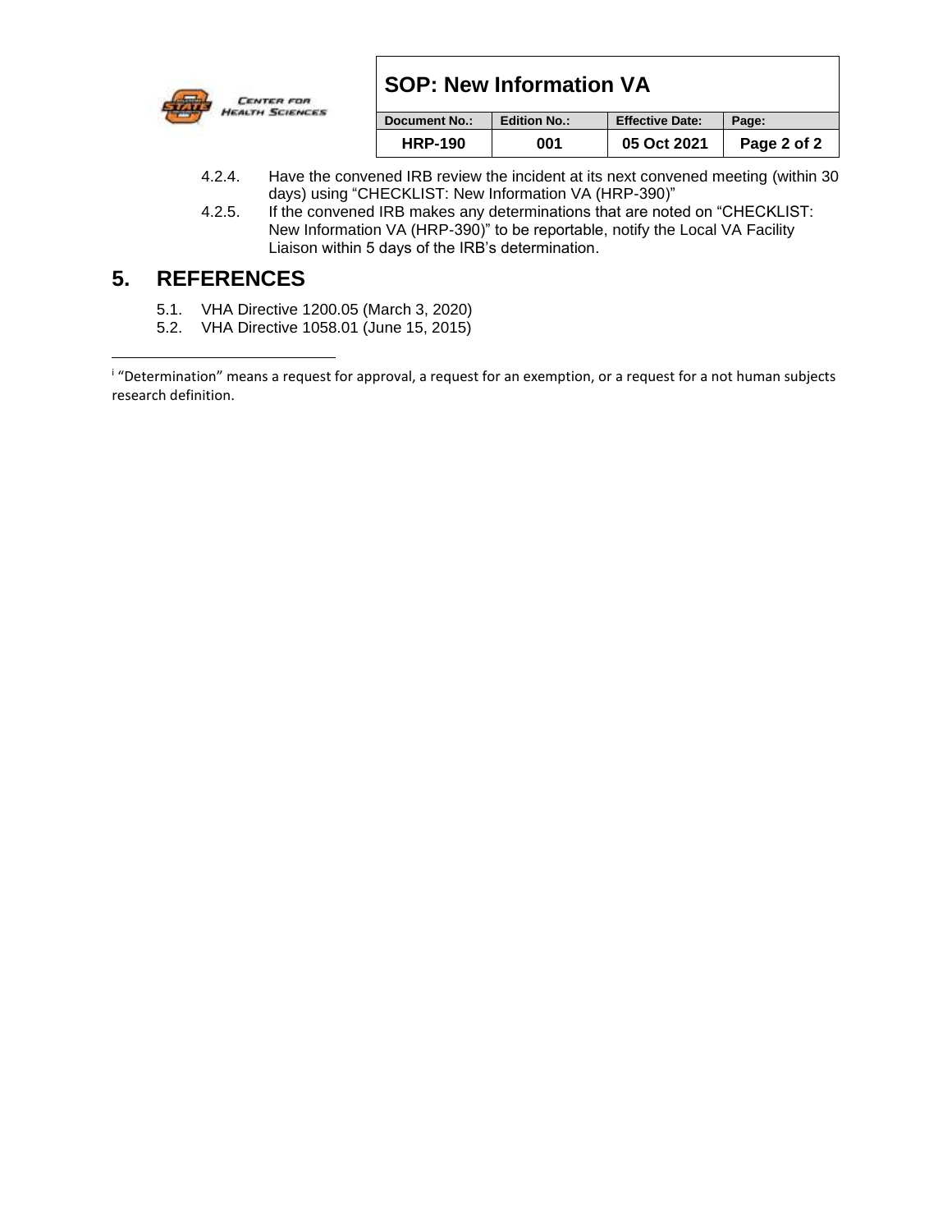4.2.4. Have the convened IRB review the incident at its next convened meeting (within 30 days) using "CHECKLIST: New Information VA (HRP-390)"

4.2.5. If the convened IRB makes any determinations that are noted on "CHECKLIST: New Information VA (HRP-390)" to be reportable, notify the Local VA Facility Liaison within 5 days of the IRB's determination.

# 5. REFERENCES

5.1. VHA Directive 1200.05 (March 3, 2020)

5.2. VHA Directive 1058.01 (June 15, 2015)

---

[i] "Determination" means a request for approval, a request for an exemption, or a request for a not human subjects research definition.